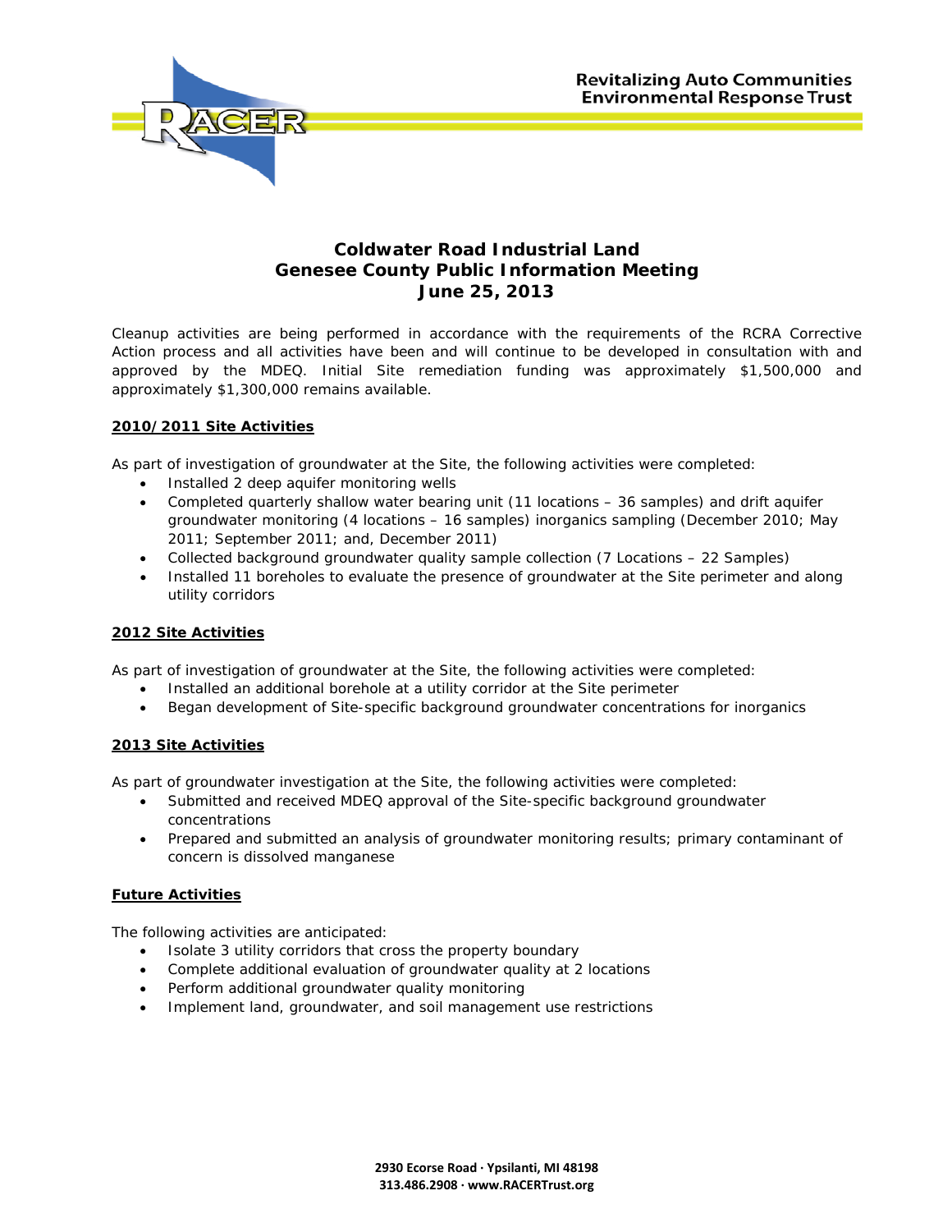Revitalizing Auto Communities
Environmental Response Trust

# Coldwater Road Industrial Land
# Genesee County Public Information Meeting
# June 25, 2013

Cleanup activities are being performed in accordance with the requirements of the RCRA Corrective Action process and all activities have been and will continue to be developed in consultation with and approved by the MDEQ. Initial Site remediation funding was approximately $1,500,000 and approximately $1,300,000 remains available.

## 2010/2011 Site Activities

As part of investigation of groundwater at the Site, the following activities were completed:

- Installed 2 deep aquifer monitoring wells
- Completed quarterly shallow water bearing unit (11 locations – 36 samples) and drift aquifer groundwater monitoring (4 locations – 16 samples) inorganics sampling (December 2010; May 2011; September 2011; and, December 2011)
- Collected background groundwater quality sample collection (7 Locations – 22 Samples)
- Installed 11 boreholes to evaluate the presence of groundwater at the Site perimeter and along utility corridors

## 2012 Site Activities

As part of investigation of groundwater at the Site, the following activities were completed:

- Installed an additional borehole at a utility corridor at the Site perimeter
- Began development of Site-specific background groundwater concentrations for inorganics

## 2013 Site Activities

As part of groundwater investigation at the Site, the following activities were completed:

- Submitted and received MDEQ approval of the Site-specific background groundwater concentrations
- Prepared and submitted an analysis of groundwater monitoring results; primary contaminant of concern is dissolved manganese

## Future Activities

The following activities are anticipated:

- Isolate 3 utility corridors that cross the property boundary
- Complete additional evaluation of groundwater quality at 2 locations
- Perform additional groundwater quality monitoring
- Implement land, groundwater, and soil management use restrictions

2930 Ecorse Road · Ypsilanti, MI 48198
313.486.2908 · www.RACERTrust.org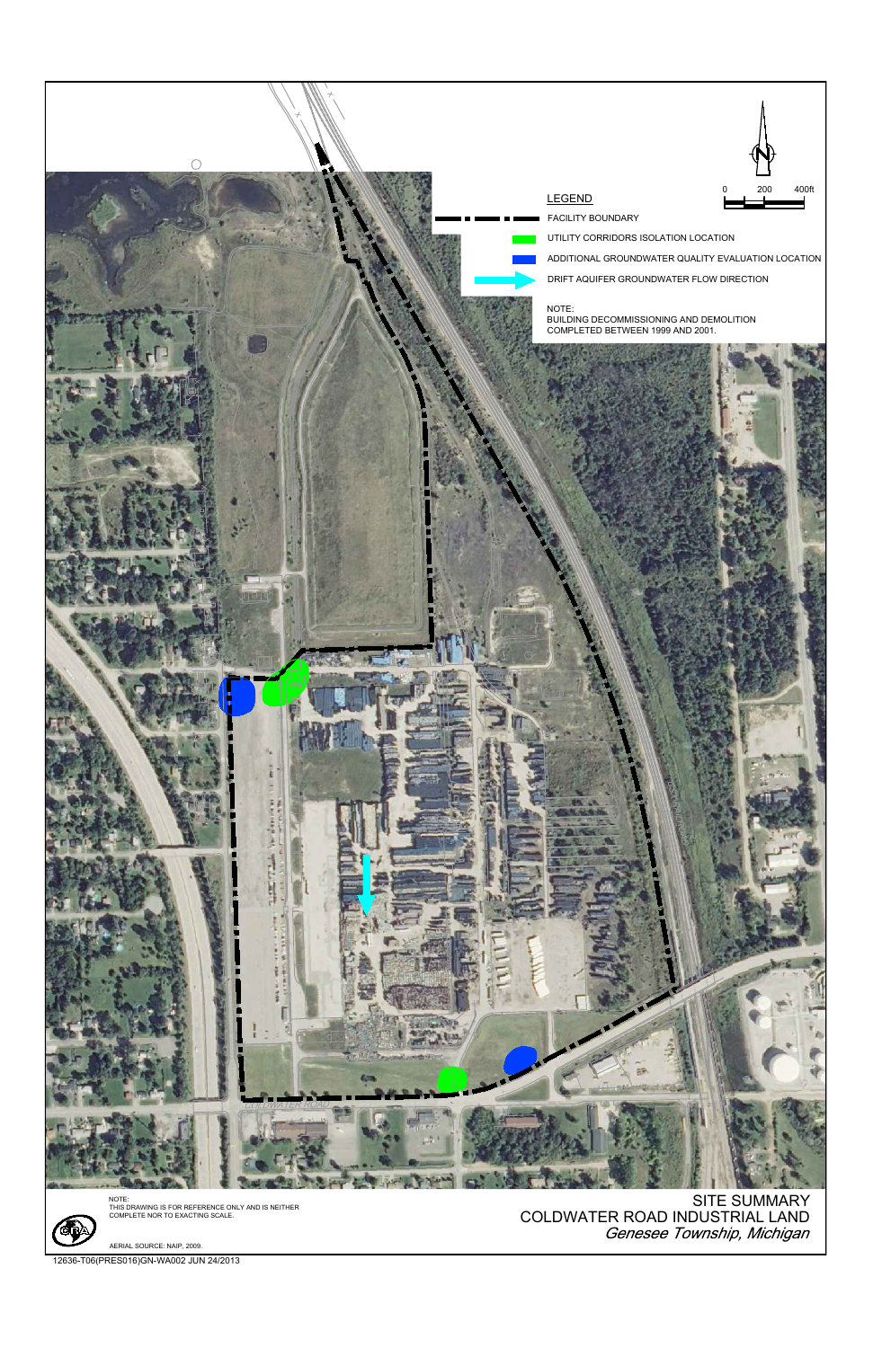LEGEND

FACILITY BOUNDARY

UTILITY CORRIDORS ISOLATION LOCATION

ADDITIONAL GROUNDWATER QUALITY EVALUATION LOCATION

DRIFT AQUIFER GROUNDWATER FLOW DIRECTION

NOTE:
BUILDING DECOMMISSIONING AND DEMOLITION COMPLETED BETWEEN 1999 AND 2001.

0 200 400ft

COLDWATER ROAD

NOTE:
THIS DRAWING IS FOR REFERENCE ONLY AND IS NEITHER COMPLETE NOR TO EXACTING SCALE.

AERIAL SOURCE: NAIP, 2009.

CRA

SITE SUMMARY
COLDWATER ROAD INDUSTRIAL LAND
*Genesee Township, Michigan*

12636-T06(PRES016)GN-WA002 JUN 24/2013